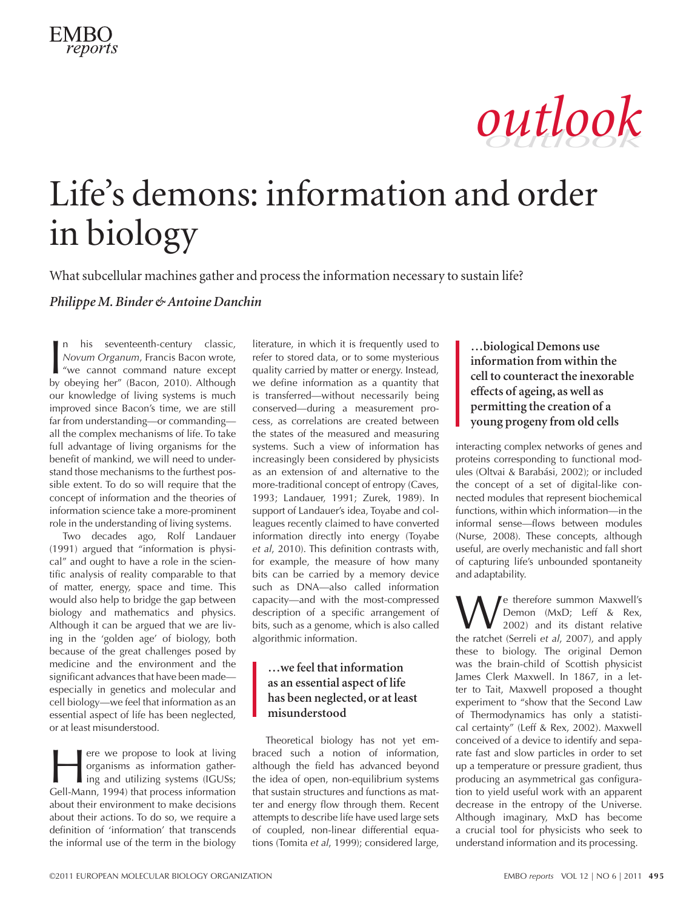*outlook*

# Life's demons: information and order in biology

What subcellular machines gather and process the information necessary to sustain life?

***Philippe M. Binder & Antoine Danchin***

In his seventeenth-century classic, *Novum Organum*, Francis Bacon wrote, "we cannot command nature except by obeying her" (Bacon, 2010). Although our knowledge of living systems is much improved since Bacon's time, we are still far from understanding—or commanding—all the complex mechanisms of life. To take full advantage of living organisms for the benefit of mankind, we will need to understand those mechanisms to the furthest possible extent. To do so will require that the concept of information and the theories of information science take a more-prominent role in the understanding of living systems.

Two decades ago, Rolf Landauer (1991) argued that "information is physical" and ought to have a role in the scientific analysis of reality comparable to that of matter, energy, space and time. This would also help to bridge the gap between biology and mathematics and physics. Although it can be argued that we are living in the 'golden age' of biology, both because of the great challenges posed by medicine and the environment and the significant advances that have been made—especially in genetics and molecular and cell biology—we feel that information as an essential aspect of life has been neglected, or at least misunderstood.

Here we propose to look at living organisms as information gathering and utilizing systems (IGUSs; Gell-Mann, 1994) that process information about their environment to make decisions about their actions. To do so, we require a definition of 'information' that transcends the informal use of the term in the biology literature, in which it is frequently used to refer to stored data, or to some mysterious quality carried by matter or energy. Instead, we define information as a quantity that is transferred—without necessarily being conserved—during a measurement process, as correlations are created between the states of the measured and measuring systems. Such a view of information has increasingly been considered by physicists as an extension of and alternative to the more-traditional concept of entropy (Caves, 1993; Landauer, 1991; Zurek, 1989). In support of Landauer's idea, Toyabe and colleagues recently claimed to have converted information directly into energy (Toyabe *et al*, 2010). This definition contrasts with, for example, the measure of how many bits can be carried by a memory device such as DNA—also called information capacity—and with the most-compressed description of a specific arrangement of bits, such as a genome, which is also called algorithmic information.

> **…we feel that information as an essential aspect of life has been neglected, or at least misunderstood**

Theoretical biology has not yet embraced such a notion of information, although the field has advanced beyond the idea of open, non-equilibrium systems that sustain structures and functions as matter and energy flow through them. Recent attempts to describe life have used large sets of coupled, non-linear differential equations (Tomita *et al*, 1999); considered large, interacting complex networks of genes and proteins corresponding to functional modules (Oltvai & Barabási, 2002); or included the concept of a set of digital-like connected modules that represent biochemical functions, within which information—in the informal sense—flows between modules (Nurse, 2008). These concepts, although useful, are overly mechanistic and fall short of capturing life's unbounded spontaneity and adaptability.

> **…biological Demons use information from within the cell to counteract the inexorable effects of ageing, as well as permitting the creation of a young progeny from old cells**

We therefore summon Maxwell's Demon (MxD; Leff & Rex, 2002) and its distant relative the ratchet (Serreli *et al*, 2007), and apply these to biology. The original Demon was the brain-child of Scottish physicist James Clerk Maxwell. In 1867, in a letter to Tait, Maxwell proposed a thought experiment to "show that the Second Law of Thermodynamics has only a statistical certainty" (Leff & Rex, 2002). Maxwell conceived of a device to identify and separate fast and slow particles in order to set up a temperature or pressure gradient, thus producing an asymmetrical gas configuration to yield useful work with an apparent decrease in the entropy of the Universe. Although imaginary, MxD has become a crucial tool for physicists who seek to understand information and its processing.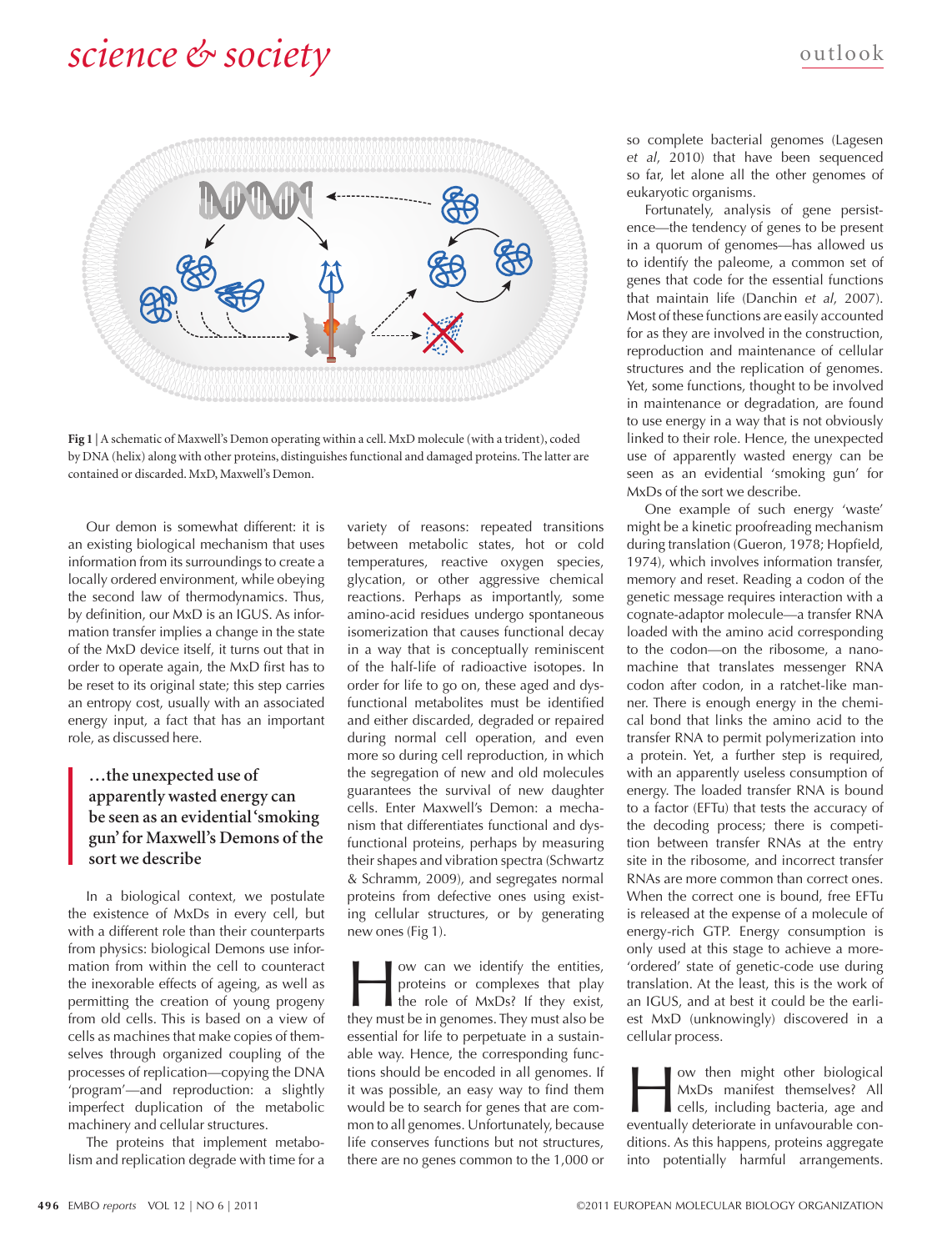Fig 1 | A schematic of Maxwell's Demon operating within a cell. MxD molecule (with a trident), coded by DNA (helix) along with other proteins, distinguishes functional and damaged proteins. The latter are contained or discarded. MxD, Maxwell's Demon.

Our demon is somewhat different: it is an existing biological mechanism that uses information from its surroundings to create a locally ordered environment, while obeying the second law of thermodynamics. Thus, by definition, our MxD is an IGUS. As information transfer implies a change in the state of the MxD device itself, it turns out that in order to operate again, the MxD first has to be reset to its original state; this step carries an entropy cost, usually with an associated energy input, a fact that has an important role, as discussed here.

> **…the unexpected use of apparently wasted energy can be seen as an evidential 'smoking gun' for Maxwell's Demons of the sort we describe**

In a biological context, we postulate the existence of MxDs in every cell, but with a different role than their counterparts from physics: biological Demons use information from within the cell to counteract the inexorable effects of ageing, as well as permitting the creation of young progeny from old cells. This is based on a view of cells as machines that make copies of themselves through organized coupling of the processes of replication—copying the DNA 'program'—and reproduction: a slightly imperfect duplication of the metabolic machinery and cellular structures.

The proteins that implement metabolism and replication degrade with time for a variety of reasons: repeated transitions between metabolic states, hot or cold temperatures, reactive oxygen species, glycation, or other aggressive chemical reactions. Perhaps as importantly, some amino-acid residues undergo spontaneous isomerization that causes functional decay in a way that is conceptually reminiscent of the half-life of radioactive isotopes. In order for life to go on, these aged and dysfunctional metabolites must be identified and either discarded, degraded or repaired during normal cell operation, and even more so during cell reproduction, in which the segregation of new and old molecules guarantees the survival of new daughter cells. Enter Maxwell's Demon: a mechanism that differentiates functional and dysfunctional proteins, perhaps by measuring their shapes and vibration spectra (Schwartz & Schramm, 2009), and segregates normal proteins from defective ones using existing cellular structures, or by generating new ones (Fig 1).

How can we identify the entities, proteins or complexes that play the role of MxDs? If they exist, they must be in genomes. They must also be essential for life to perpetuate in a sustainable way. Hence, the corresponding functions should be encoded in all genomes. If it was possible, an easy way to find them would be to search for genes that are common to all genomes. Unfortunately, because life conserves functions but not structures, there are no genes common to the 1,000 or so complete bacterial genomes (Lagesen *et al*, 2010) that have been sequenced so far, let alone all the other genomes of eukaryotic organisms.

Fortunately, analysis of gene persistence—the tendency of genes to be present in a quorum of genomes—has allowed us to identify the paleome, a common set of genes that code for the essential functions that maintain life (Danchin *et al*, 2007). Most of these functions are easily accounted for as they are involved in the construction, reproduction and maintenance of cellular structures and the replication of genomes. Yet, some functions, thought to be involved in maintenance or degradation, are found to use energy in a way that is not obviously linked to their role. Hence, the unexpected use of apparently wasted energy can be seen as an evidential 'smoking gun' for MxDs of the sort we describe.

One example of such energy 'waste' might be a kinetic proofreading mechanism during translation (Gueron, 1978; Hopfield, 1974), which involves information transfer, memory and reset. Reading a codon of the genetic message requires interaction with a cognate-adaptor molecule—a transfer RNA loaded with the amino acid corresponding to the codon—on the ribosome, a nanomachine that translates messenger RNA codon after codon, in a ratchet-like manner. There is enough energy in the chemical bond that links the amino acid to the transfer RNA to permit polymerization into a protein. Yet, a further step is required, with an apparently useless consumption of energy. The loaded transfer RNA is bound to a factor (EFTu) that tests the accuracy of the decoding process; there is competition between transfer RNAs at the entry site in the ribosome, and incorrect transfer RNAs are more common than correct ones. When the correct one is bound, free EFTu is released at the expense of a molecule of energy-rich GTP. Energy consumption is only used at this stage to achieve a more-'ordered' state of genetic-code use during translation. At the least, this is the work of an IGUS, and at best it could be the earliest MxD (unknowingly) discovered in a cellular process.

How then might other biological MxDs manifest themselves? All cells, including bacteria, age and eventually deteriorate in unfavourable conditions. As this happens, proteins aggregate into potentially harmful arrangements.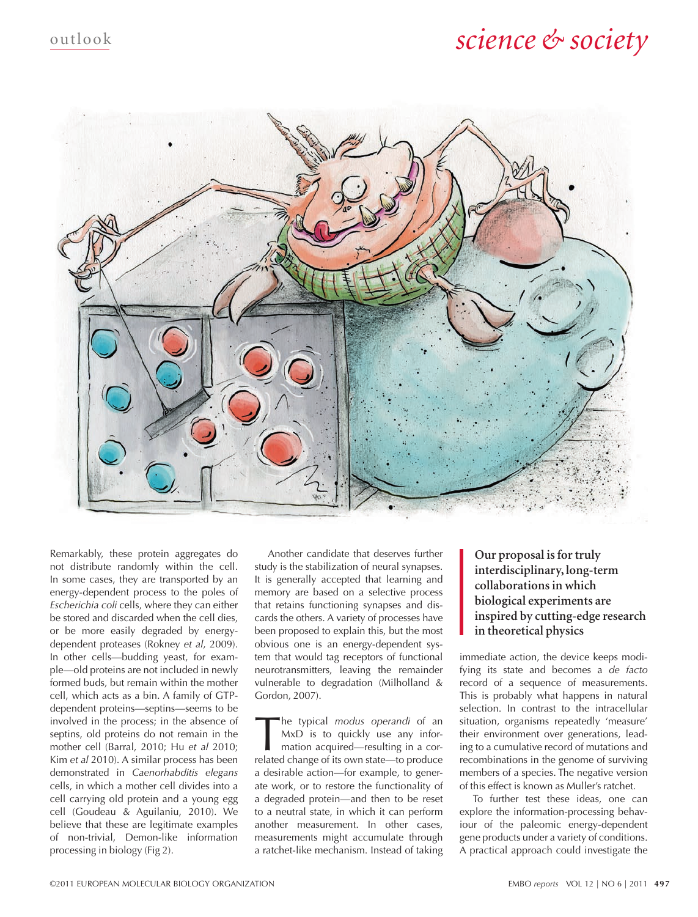Remarkably, these protein aggregates do not distribute randomly within the cell. In some cases, they are transported by an energy-dependent process to the poles of *Escherichia coli* cells, where they can either be stored and discarded when the cell dies, or be more easily degraded by energy-dependent proteases (Rokney *et al*, 2009). In other cells—budding yeast, for example—old proteins are not included in newly formed buds, but remain within the mother cell, which acts as a bin. A family of GTP-dependent proteins—septins—seems to be involved in the process; in the absence of septins, old proteins do not remain in the mother cell (Barral, 2010; Hu *et al* 2010; Kim *et al* 2010). A similar process has been demonstrated in *Caenorhabditis elegans* cells, in which a mother cell divides into a cell carrying old protein and a young egg cell (Goudeau & Aguilaniu, 2010). We believe that these are legitimate examples of non-trivial, Demon-like information processing in biology (Fig 2).

Another candidate that deserves further study is the stabilization of neural synapses. It is generally accepted that learning and memory are based on a selective process that retains functioning synapses and discards the others. A variety of processes have been proposed to explain this, but the most obvious one is an energy-dependent system that would tag receptors of functional neurotransmitters, leaving the remainder vulnerable to degradation (Milholland & Gordon, 2007).

The typical *modus operandi* of an MxD is to quickly use any information acquired—resulting in a correlated change of its own state—to produce a desirable action—for example, to generate work, or to restore the functionality of a degraded protein—and then to be reset to a neutral state, in which it can perform another measurement. In other cases, measurements might accumulate through a ratchet-like mechanism. Instead of taking immediate action, the device keeps modifying its state and becomes a *de facto* record of a sequence of measurements. This is probably what happens in natural selection. In contrast to the intracellular situation, organisms repeatedly 'measure' their environment over generations, leading to a cumulative record of mutations and recombinations in the genome of surviving members of a species. The negative version of this effect is known as Muller's ratchet.

**Our proposal is for truly interdisciplinary, long-term collaborations in which biological experiments are inspired by cutting-edge research in theoretical physics**

To further test these ideas, one can explore the information-processing behaviour of the paleomic energy-dependent gene products under a variety of conditions. A practical approach could investigate the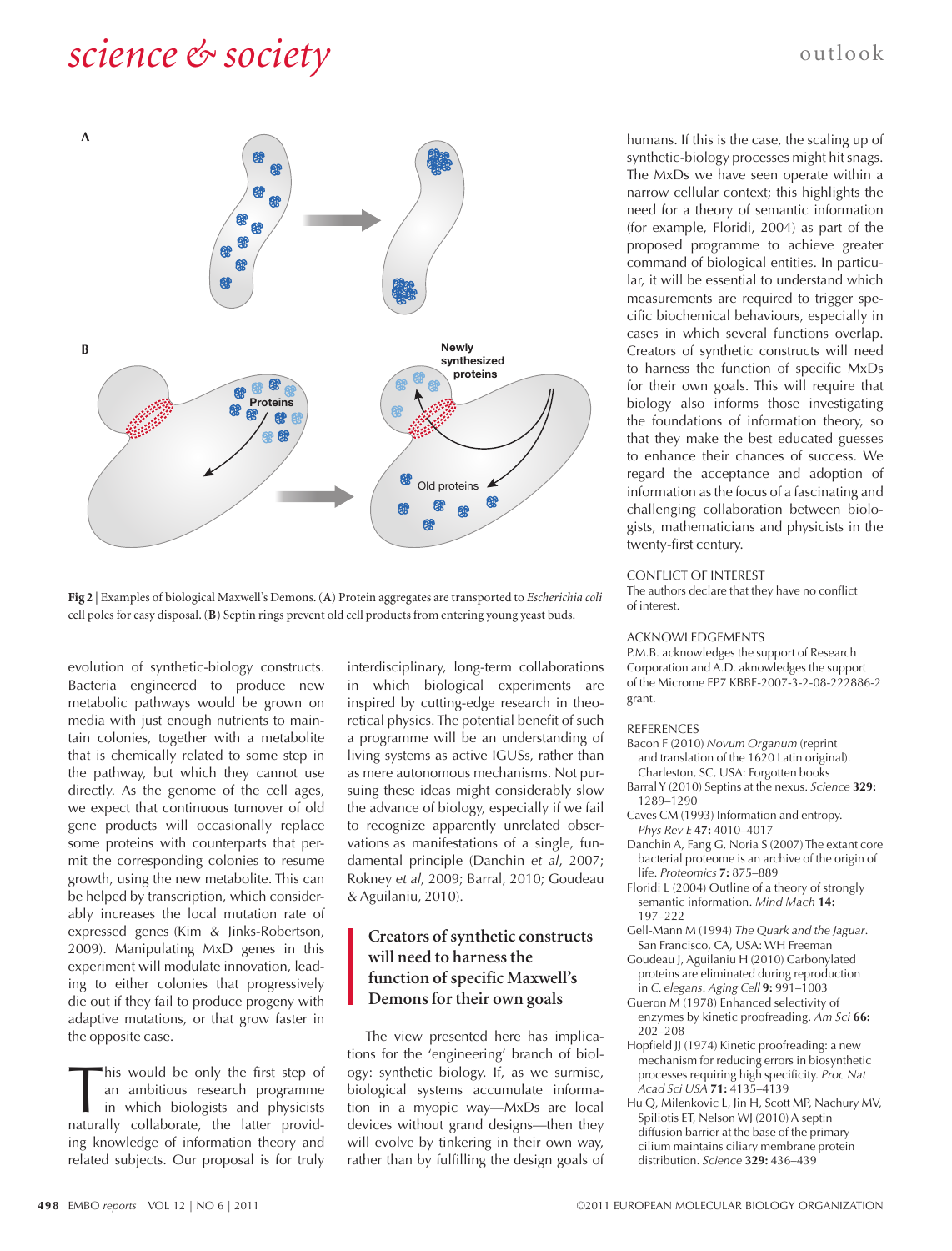Fig 2 | Examples of biological Maxwell's Demons. (**A**) Protein aggregates are transported to *Escherichia coli* cell poles for easy disposal. (**B**) Septin rings prevent old cell products from entering young yeast buds.

evolution of synthetic-biology constructs. Bacteria engineered to produce new metabolic pathways would be grown on media with just enough nutrients to maintain colonies, together with a metabolite that is chemically related to some step in the pathway, but which they cannot use directly. As the genome of the cell ages, we expect that continuous turnover of old gene products will occasionally replace some proteins with counterparts that permit the corresponding colonies to resume growth, using the new metabolite. This can be helped by transcription, which considerably increases the local mutation rate of expressed genes (Kim & Jinks-Robertson, 2009). Manipulating MxD genes in this experiment will modulate innovation, leading to either colonies that progressively die out if they fail to produce progeny with adaptive mutations, or that grow faster in the opposite case.

This would be only the first step of an ambitious research programme in which biologists and physicists naturally collaborate, the latter providing knowledge of information theory and related subjects. Our proposal is for truly interdisciplinary, long-term collaborations in which biological experiments are inspired by cutting-edge research in theoretical physics. The potential benefit of such a programme will be an understanding of living systems as active IGUSs, rather than as mere autonomous mechanisms. Not pursuing these ideas might considerably slow the advance of biology, especially if we fail to recognize apparently unrelated observations as manifestations of a single, fundamental principle (Danchin *et al*, 2007; Rokney *et al*, 2009; Barral, 2010; Goudeau & Aguilaniu, 2010).

> **Creators of synthetic constructs will need to harness the function of specific Maxwell's Demons for their own goals**

The view presented here has implications for the 'engineering' branch of biology: synthetic biology. If, as we surmise, biological systems accumulate information in a myopic way—MxDs are local devices without grand designs—then they will evolve by tinkering in their own way, rather than by fulfilling the design goals of humans. If this is the case, the scaling up of synthetic-biology processes might hit snags. The MxDs we have seen operate within a narrow cellular context; this highlights the need for a theory of semantic information (for example, Floridi, 2004) as part of the proposed programme to achieve greater command of biological entities. In particular, it will be essential to understand which measurements are required to trigger specific biochemical behaviours, especially in cases in which several functions overlap. Creators of synthetic constructs will need to harness the function of specific MxDs for their own goals. This will require that biology also informs those investigating the foundations of information theory, so that they make the best educated guesses to enhance their chances of success. We regard the acceptance and adoption of information as the focus of a fascinating and challenging collaboration between biologists, mathematicians and physicists in the twenty-first century.

## CONFLICT OF INTEREST

The authors declare that they have no conflict of interest.

## ACKNOWLEDGEMENTS

P.M.B. acknowledges the support of Research Corporation and A.D. acknowledges the support of the Microme FP7 KBBE-2007-3-2-08-222886-2 grant.

## REFERENCES

Bacon F (2010) *Novum Organum* (reprint and translation of the 1620 Latin original). Charleston, SC, USA: Forgotten books

Barral Y (2010) Septins at the nexus. *Science* **329:** 1289–1290

Caves CM (1993) Information and entropy. *Phys Rev E* **47:** 4010–4017

Danchin A, Fang G, Noria S (2007) The extant core bacterial proteome is an archive of the origin of life. *Proteomics* **7:** 875–889

Floridi L (2004) Outline of a theory of strongly semantic information. *Mind Mach* **14:** 197–222

Gell-Mann M (1994) *The Quark and the Jaguar*. San Francisco, CA, USA: WH Freeman

Goudeau J, Aguilaniu H (2010) Carbonylated proteins are eliminated during reproduction in *C. elegans*. *Aging Cell* **9:** 991–1003

Gueron M (1978) Enhanced selectivity of enzymes by kinetic proofreading. *Am Sci* **66:** 202–208

Hopfield JJ (1974) Kinetic proofreading: a new mechanism for reducing errors in biosynthetic processes requiring high specificity. *Proc Natl Acad Sci USA* **71:** 4135–4139

Hu Q, Milenkovic L, Jin H, Scott MP, Nachury MV, Spiliotis ET, Nelson WJ (2010) A septin diffusion barrier at the base of the primary cilium maintains ciliary membrane protein distribution. *Science* **329:** 436–439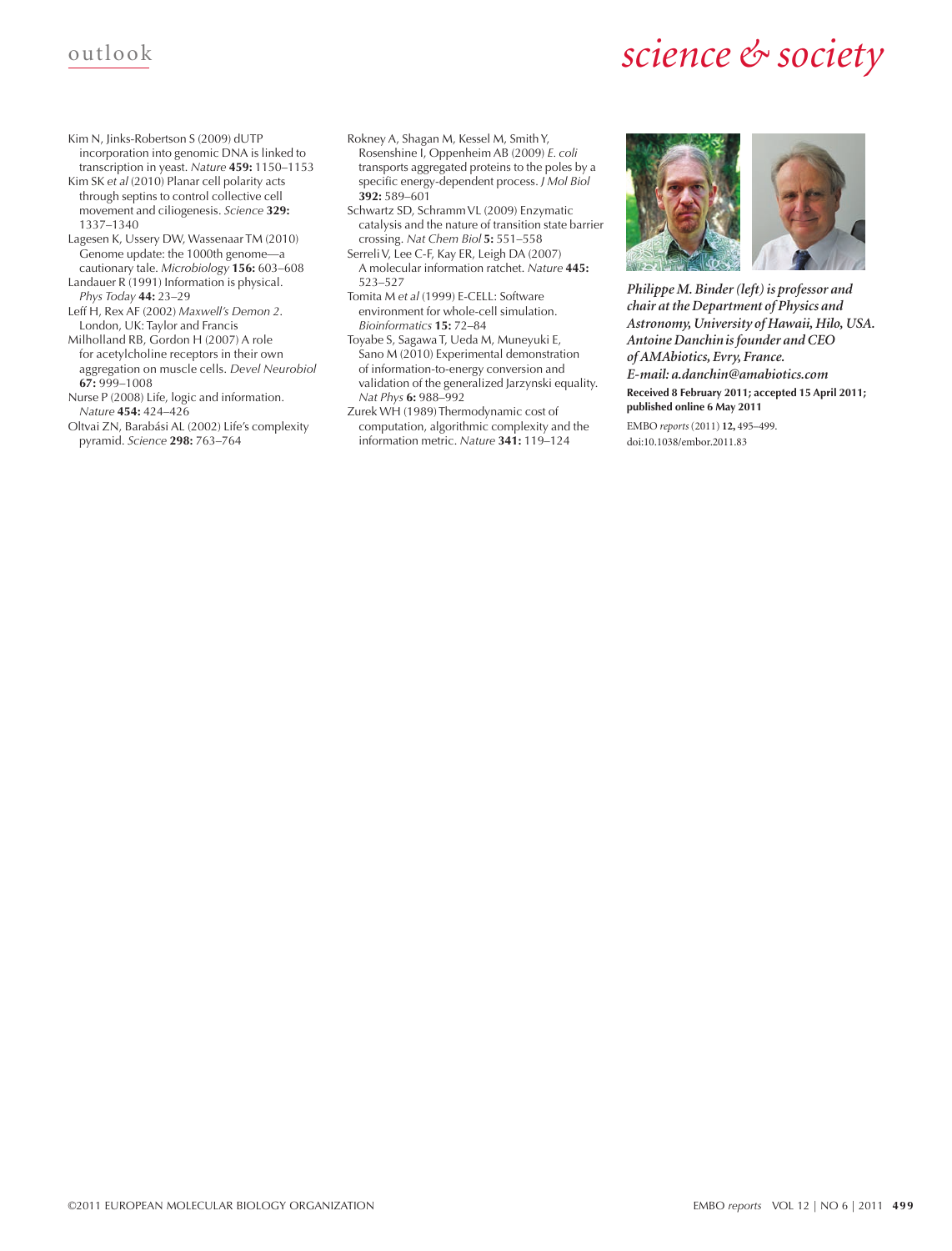Kim N, Jinks-Robertson S (2009) dUTP incorporation into genomic DNA is linked to transcription in yeast. *Nature* **459:** 1150–1153

Kim SK *et al* (2010) Planar cell polarity acts through septins to control collective cell movement and ciliogenesis. *Science* **329:** 1337–1340

Lagesen K, Ussery DW, Wassenaar TM (2010) Genome update: the 1000th genome—a cautionary tale. *Microbiology* **156:** 603–608

Landauer R (1991) Information is physical. *Phys Today* **44:** 23–29

Leff H, Rex AF (2002) *Maxwell's Demon 2*. London, UK: Taylor and Francis

Milholland RB, Gordon H (2007) A role for acetylcholine receptors in their own aggregation on muscle cells. *Devel Neurobiol* **67:** 999–1008

Nurse P (2008) Life, logic and information. *Nature* **454:** 424–426

Oltvai ZN, Barabási AL (2002) Life's complexity pyramid. *Science* **298:** 763–764

Rokney A, Shagan M, Kessel M, Smith Y, Rosenshine I, Oppenheim AB (2009) *E. coli* transports aggregated proteins to the poles by a specific energy-dependent process. *J Mol Biol* **392:** 589–601

Schwartz SD, Schramm VL (2009) Enzymatic catalysis and the nature of transition state barrier crossing. *Nat Chem Biol* **5:** 551–558

Serreli V, Lee C-F, Kay ER, Leigh DA (2007) A molecular information ratchet. *Nature* **445:** 523–527

Tomita M *et al* (1999) E-CELL: Software environment for whole-cell simulation. *Bioinformatics* **15:** 72–84

Toyabe S, Sagawa T, Ueda M, Muneyuki E, Sano M (2010) Experimental demonstration of information-to-energy conversion and validation of the generalized Jarzynski equality. *Nat Phys* **6:** 988–992

Zurek WH (1989) Thermodynamic cost of computation, algorithmic complexity and the information metric. *Nature* **341:** 119–124

***Philippe M. Binder (left) is professor and chair at the Department of Physics and Astronomy, University of Hawaii, Hilo, USA. Antoine Danchin is founder and CEO of AMAbiotics, Evry, France.***
***E-mail: a.danchin@amabiotics.com***

**Received 8 February 2011; accepted 15 April 2011; published online 6 May 2011**

EMBO *reports* (2011) **12,** 495–499. doi:10.1038/embor.2011.83